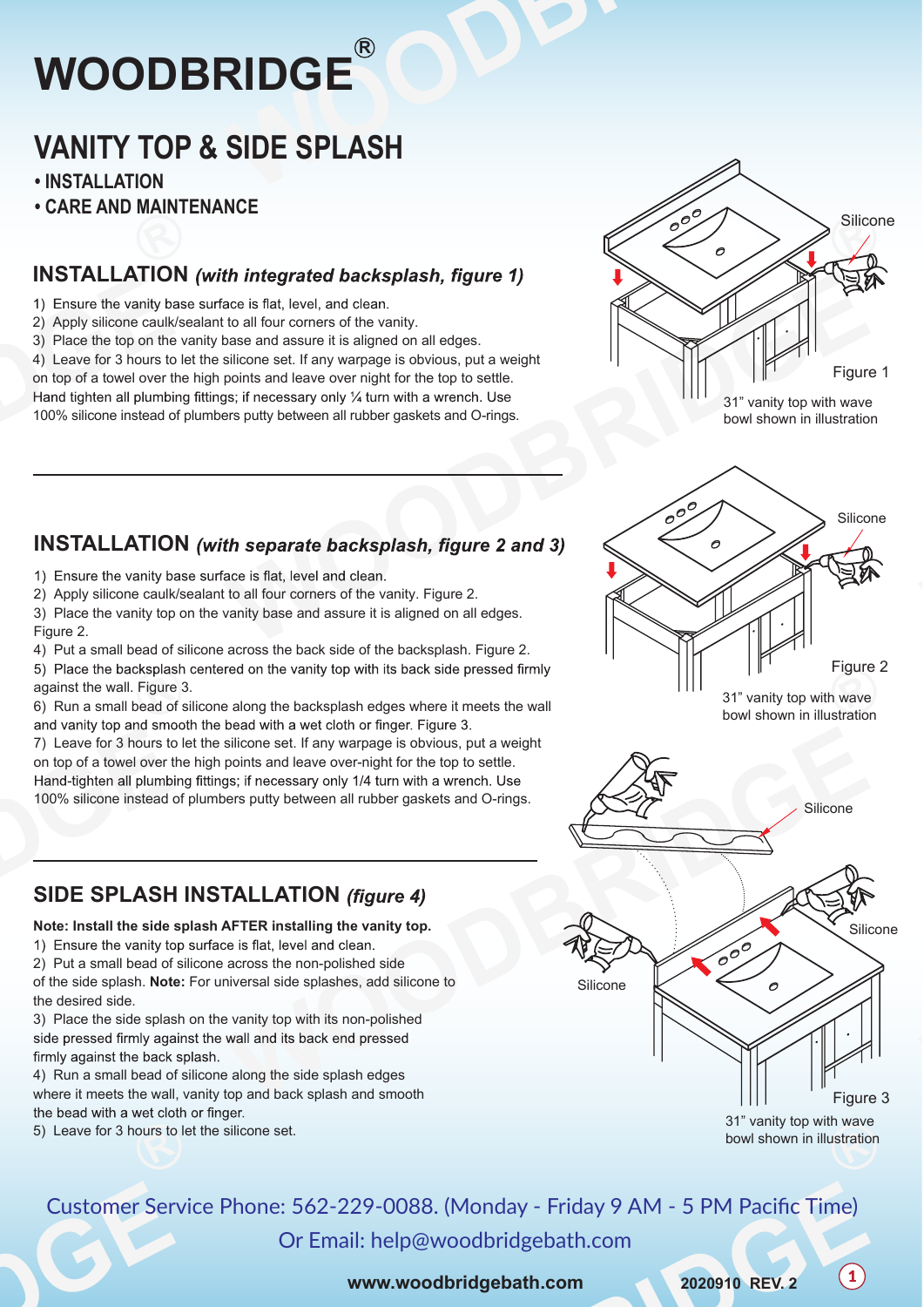# WOODBRIDGE®

## VANITY TOP & SIDE SPLASH

- **INSTALLATION**
- **CARE AND MAINTENANCE**

### INSTALLATION *(with integrated backsplash, figure 1)*

1) Ensure the vanity base surface is flat, level, and clean.
2) Apply silicone caulk/sealant to all four corners of the vanity.
3) Place the top on the vanity base and assure it is aligned on all edges.
4) Leave for 3 hours to let the silicone set. If any warpage is obvious, put a weight on top of a towel over the high points and leave over night for the top to settle. Hand tighten all plumbing fittings; if necessary only ¼ turn with a wrench. Use 100% silicone instead of plumbers putty between all rubber gaskets and O-rings.

Silicone

Figure 1

31" vanity top with wave bowl shown in illustration

### INSTALLATION *(with separate backsplash, figure 2 and 3)*

1) Ensure the vanity base surface is flat, level and clean.
2) Apply silicone caulk/sealant to all four corners of the vanity. Figure 2.
3) Place the vanity top on the vanity base and assure it is aligned on all edges. Figure 2.
4) Put a small bead of silicone across the back side of the backsplash. Figure 2.
5) Place the backsplash centered on the vanity top with its back side pressed firmly against the wall. Figure 3.
6) Run a small bead of silicone along the backsplash edges where it meets the wall and vanity top and smooth the bead with a wet cloth or finger. Figure 3.
7) Leave for 3 hours to let the silicone set. If any warpage is obvious, put a weight on top of a towel over the high points and leave over-night for the top to settle. Hand-tighten all plumbing fittings; if necessary only 1/4 turn with a wrench. Use 100% silicone instead of plumbers putty between all rubber gaskets and O-rings.

Silicone

Figure 2

31" vanity top with wave bowl shown in illustration

### SIDE SPLASH INSTALLATION *(figure 4)*

**Note: Install the side splash AFTER installing the vanity top.**

1) Ensure the vanity top surface is flat, level and clean.
2) Put a small bead of silicone across the non-polished side of the side splash. **Note:** For universal side splashes, add silicone to the desired side.
3) Place the side splash on the vanity top with its non-polished side pressed firmly against the wall and its back end pressed firmly against the back splash.
4) Run a small bead of silicone along the side splash edges where it meets the wall, vanity top and back splash and smooth the bead with a wet cloth or finger.
5) Leave for 3 hours to let the silicone set.

Silicone

Silicone

Silicone

Figure 3

31" vanity top with wave bowl shown in illustration

Customer Service Phone: 562-229-0088. (Monday - Friday 9 AM - 5 PM Pacific Time)

Or Email: help@woodbridgebath.com

**www.woodbridgebath.com** **2020910 REV. 2**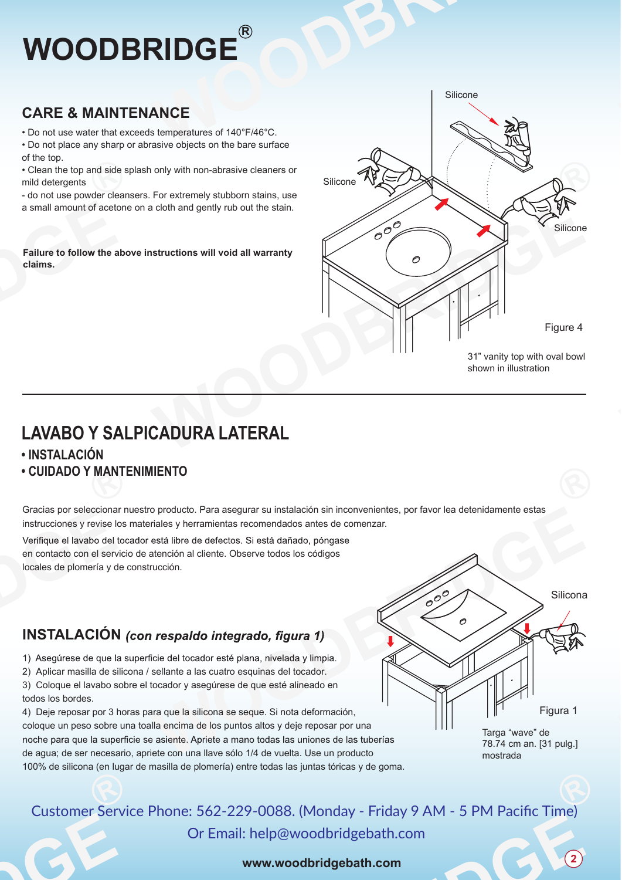# WOODBRIDGE®

## CARE & MAINTENANCE

- Do not use water that exceeds temperatures of 140°F/46°C.
- Do not place any sharp or abrasive objects on the bare surface of the top.
- Clean the top and side splash only with non-abrasive cleaners or mild detergents
- do not use powder cleansers. For extremely stubborn stains, use a small amount of acetone on a cloth and gently rub out the stain.

**Failure to follow the above instructions will void all warranty claims.**

Silicone

Silicone

Silicone

Figure 4

31" vanity top with oval bowl shown in illustration

---

## LAVABO Y SALPICADURA LATERAL

**• INSTALACIÓN**
**• CUIDADO Y MANTENIMIENTO**

Gracias por seleccionar nuestro producto. Para asegurar su instalación sin inconvenientes, por favor lea detenidamente estas instrucciones y revise los materiales y herramientas recomendados antes de comenzar.

Verifique el lavabo del tocador está libre de defectos. Si está dañado, póngase en contacto con el servicio de atención al cliente. Observe todos los códigos locales de plomería y de construcción.

## INSTALACIÓN *(con respaldo integrado, figura 1)*

1) Asegúrese de que la superficie del tocador esté plana, nivelada y limpia.
2) Aplicar masilla de silicona / sellante a las cuatro esquinas del tocador.
3) Coloque el lavabo sobre el tocador y asegúrese de que esté alineado en todos los bordes.
4) Deje reposar por 3 horas para que la silicona se seque. Si nota deformación, coloque un peso sobre una toalla encima de los puntos altos y deje reposar por una noche para que la superficie se asiente. Apriete a mano todas las uniones de las tuberías de agua; de ser necesario, apriete con una llave sólo 1/4 de vuelta. Use un producto 100% de silicona (en lugar de masilla de plomería) entre todas las juntas tóricas y de goma.

Silicona

Figura 1

Targa "wave" de 78.74 cm an. [31 pulg.] mostrada

Customer Service Phone: 562-229-0088. (Monday - Friday 9 AM - 5 PM Pacific Time)
Or Email: help@woodbridgebath.com

www.woodbridgebath.com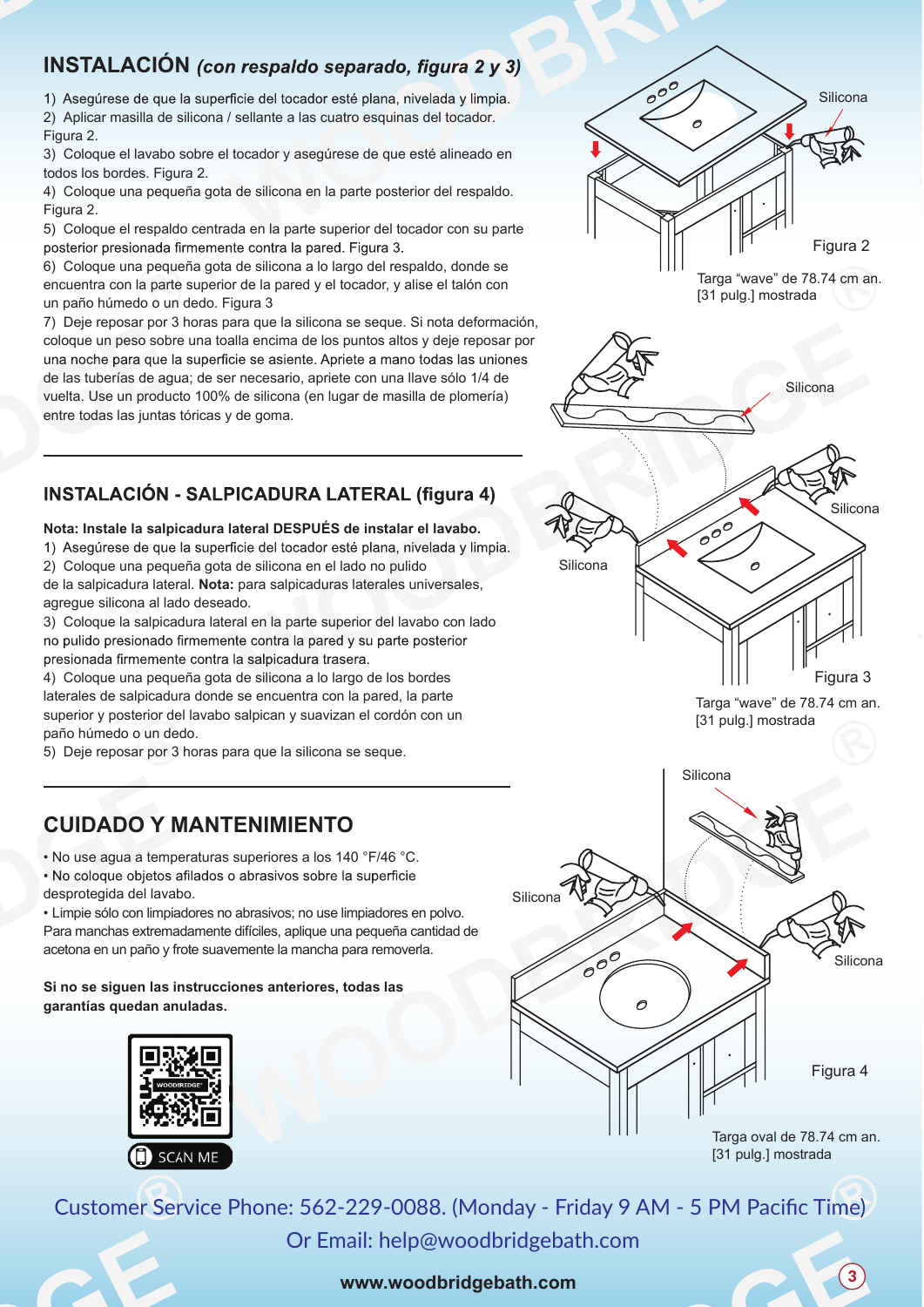## INSTALACIÓN *(con respaldo separado, figura 2 y 3)*

1) Asegúrese de que la superficie del tocador esté plana, nivelada y limpia.
2) Aplicar masilla de silicona / sellante a las cuatro esquinas del tocador. Figura 2.
3) Coloque el lavabo sobre el tocador y asegúrese de que esté alineado en todos los bordes. Figura 2.
4) Coloque una pequeña gota de silicona en la parte posterior del respaldo. Figura 2.
5) Coloque el respaldo centrada en la parte superior del tocador con su parte posterior presionada firmemente contra la pared. Figura 3.
6) Coloque una pequeña gota de silicona a lo largo del respaldo, donde se encuentra con la parte superior de la pared y el tocador, y alise el talón con un paño húmedo o un dedo. Figura 3
7) Deje reposar por 3 horas para que la silicona se seque. Si nota deformación, coloque un peso sobre una toalla encima de los puntos altos y deje reposar por una noche para que la superficie se asiente. Apriete a mano todas las uniones de las tuberías de agua; de ser necesario, apriete con una llave sólo 1/4 de vuelta. Use un producto 100% de silicona (en lugar de masilla de plomería) entre todas las juntas tóricas y de goma.

Silicona

Figura 2

Targa "wave" de 78.74 cm an. [31 pulg.] mostrada

Silicona

Silicona

Silicona

Figura 3

Targa "wave" de 78.74 cm an. [31 pulg.] mostrada

## INSTALACIÓN - SALPICADURA LATERAL (figura 4)

**Nota: Instale la salpicadura lateral DESPUÉS de instalar el lavabo.**

1) Asegúrese de que la superficie del tocador esté plana, nivelada y limpia.
2) Coloque una pequeña gota de silicona en el lado no pulido de la salpicadura lateral. **Nota:** para salpicaduras laterales universales, agregue silicona al lado deseado.
3) Coloque la salpicadura lateral en la parte superior del lavabo con lado no pulido presionado firmemente contra la pared y su parte posterior presionada firmemente contra la salpicadura trasera.
4) Coloque una pequeña gota de silicona a lo largo de los bordes laterales de salpicadura donde se encuentra con la pared, la parte superior y posterior del lavabo salpican y suavizan el cordón con un paño húmedo o un dedo.
5) Deje reposar por 3 horas para que la silicona se seque.

Silicona

Silicona

Silicona

Figura 4

Targa oval de 78.74 cm an. [31 pulg.] mostrada

## CUIDADO Y MANTENIMIENTO

- No use agua a temperaturas superiores a los 140 °F/46 °C.
- No coloque objetos afilados o abrasivos sobre la superficie desprotegida del lavabo.
- Limpie sólo con limpiadores no abrasivos; no use limpiadores en polvo. Para manchas extremadamente difíciles, aplique una pequeña cantidad de acetona en un paño y frote suavemente la mancha para removerla.

**Si no se siguen las instrucciones anteriores, todas las garantías quedan anuladas.**

SCAN ME

Customer Service Phone: 562-229-0088. (Monday - Friday 9 AM - 5 PM Pacific Time)

Or Email: help@woodbridgebath.com

www.woodbridgebath.com